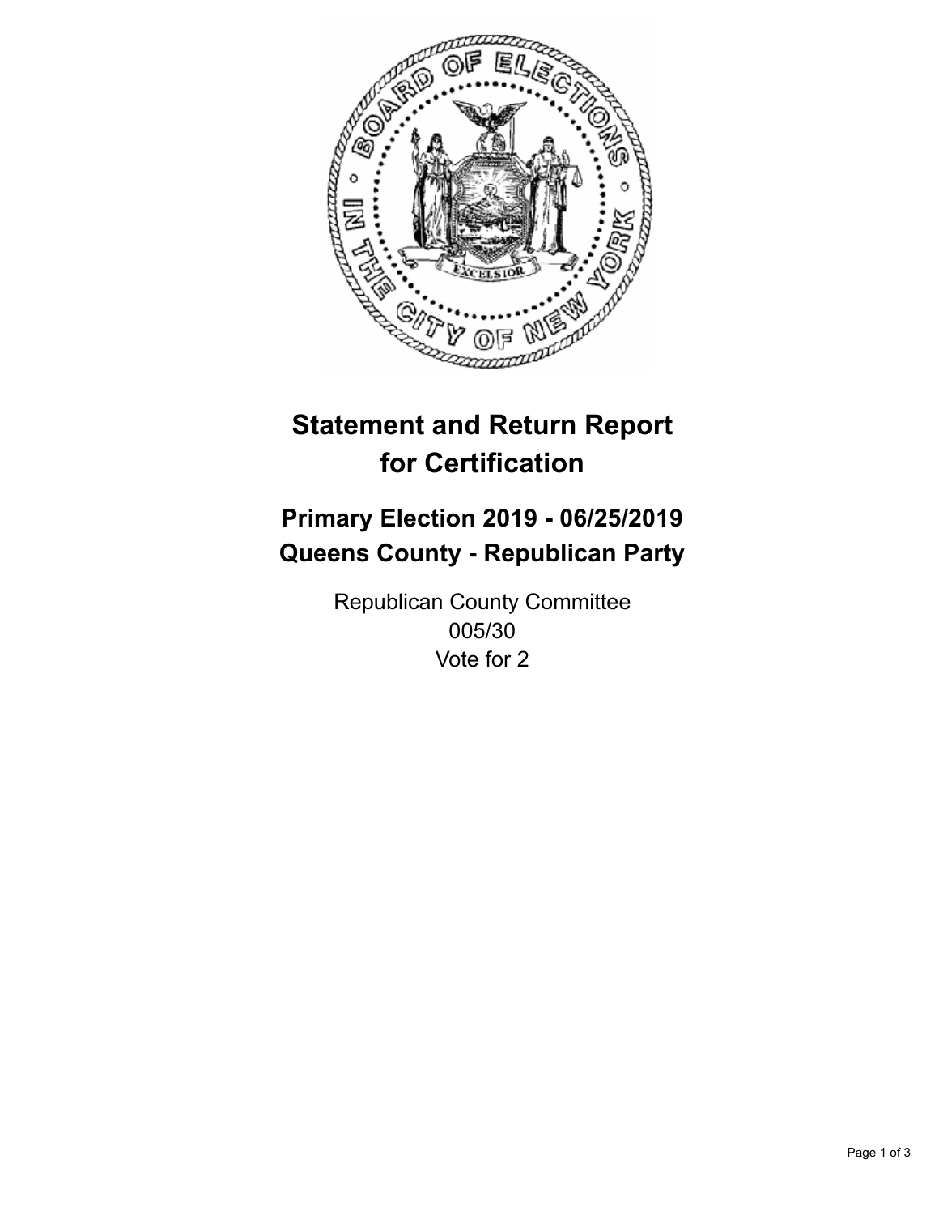# Statement and Return Report for Certification

## Primary Election 2019 - 06/25/2019
## Queens County - Republican Party

Republican County Committee
005/30
Vote for 2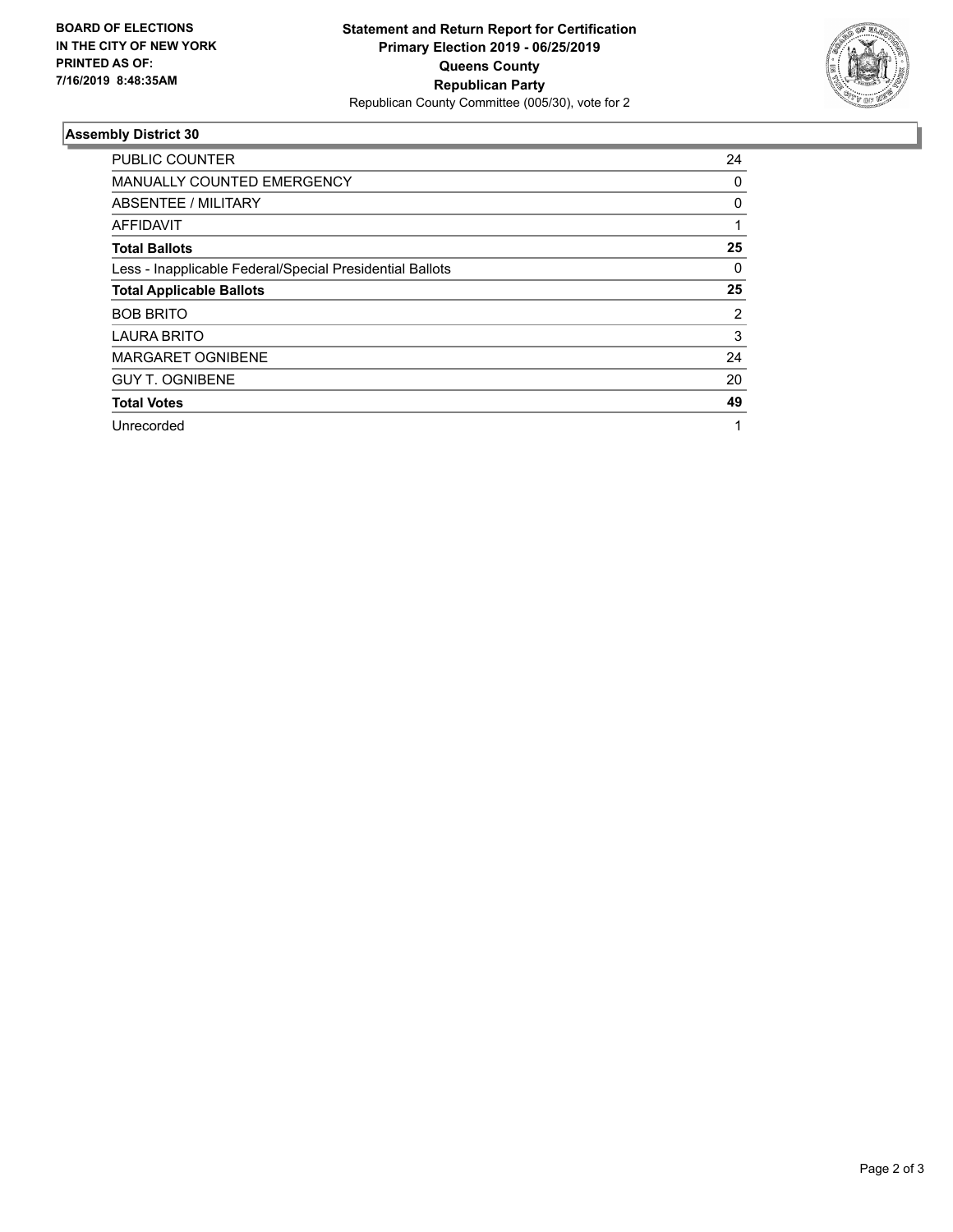**BOARD OF ELECTIONS IN THE CITY OF NEW YORK PRINTED AS OF: 7/16/2019 8:48:35AM**

**Statement and Return Report for Certification**
**Primary Election 2019 - 06/25/2019**
**Queens County**
**Republican Party**
Republican County Committee (005/30), vote for 2

### Assembly District 30

| | |
|---|---|
| PUBLIC COUNTER | 24 |
| MANUALLY COUNTED EMERGENCY | 0 |
| ABSENTEE / MILITARY | 0 |
| AFFIDAVIT | 1 |
| **Total Ballots** | **25** |
| Less - Inapplicable Federal/Special Presidential Ballots | 0 |
| **Total Applicable Ballots** | **25** |
| BOB BRITO | 2 |
| LAURA BRITO | 3 |
| MARGARET OGNIBENE | 24 |
| GUY T. OGNIBENE | 20 |
| **Total Votes** | **49** |
| Unrecorded | 1 |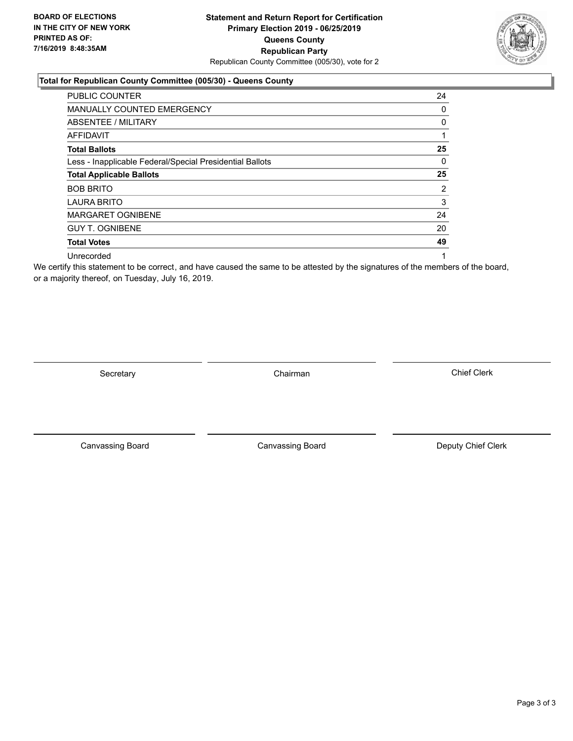**BOARD OF ELECTIONS IN THE CITY OF NEW YORK PRINTED AS OF: 7/16/2019 8:48:35AM**

**Statement and Return Report for Certification**
**Primary Election 2019 - 06/25/2019**
**Queens County**
**Republican Party**
Republican County Committee (005/30), vote for 2

**Total for Republican County Committee (005/30) - Queens County**

| | |
|---|---|
| PUBLIC COUNTER | 24 |
| MANUALLY COUNTED EMERGENCY | 0 |
| ABSENTEE / MILITARY | 0 |
| AFFIDAVIT | 1 |
| **Total Ballots** | **25** |
| Less - Inapplicable Federal/Special Presidential Ballots | 0 |
| **Total Applicable Ballots** | **25** |
| BOB BRITO | 2 |
| LAURA BRITO | 3 |
| MARGARET OGNIBENE | 24 |
| GUY T. OGNIBENE | 20 |
| **Total Votes** | **49** |
| Unrecorded | 1 |

We certify this statement to be correct, and have caused the same to be attested by the signatures of the members of the board, or a majority thereof, on Tuesday, July 16, 2019.

Secretary | Chairman | Chief Clerk

Canvassing Board | Canvassing Board | Deputy Chief Clerk